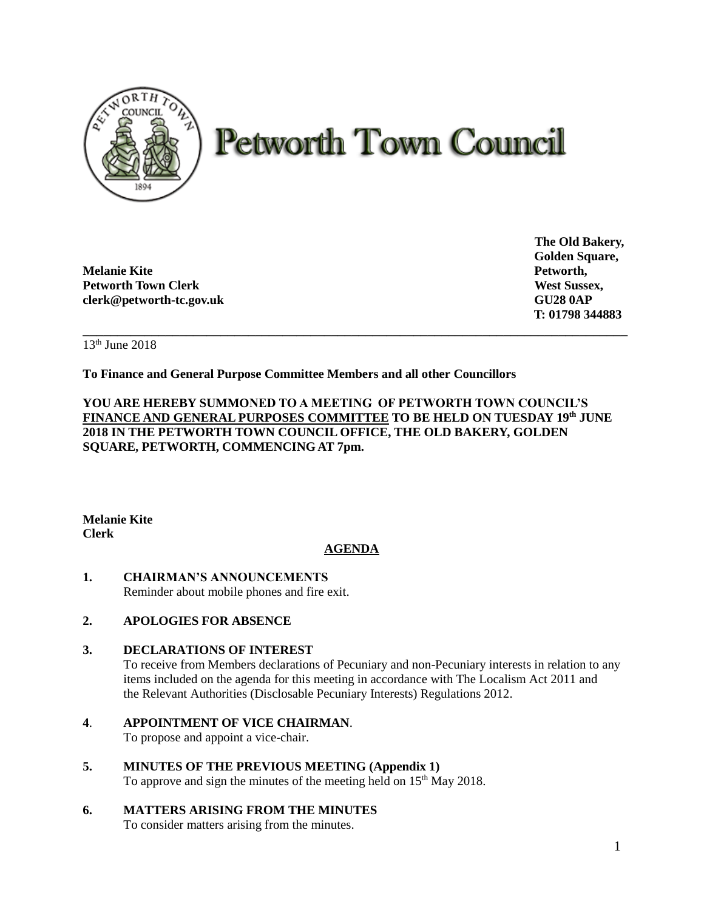# Petworth Town Council

**Melanie Kite**
**Petworth Town Clerk**
**clerk@petworth-tc.gov.uk**

**The Old Bakery,**
**Golden Square,**
**Petworth,**
**West Sussex,**
**GU28 0AP**
**T: 01798 344883**

---

13th June 2018

**To Finance and General Purpose Committee Members and all other Councillors**

**YOU ARE HEREBY SUMMONED TO A MEETING OF PETWORTH TOWN COUNCIL'S FINANCE AND GENERAL PURPOSES COMMITTEE TO BE HELD ON TUESDAY 19th JUNE 2018 IN THE PETWORTH TOWN COUNCIL OFFICE, THE OLD BAKERY, GOLDEN SQUARE, PETWORTH, COMMENCING AT 7pm.**

**Melanie Kite**
**Clerk**

## AGENDA

**1. CHAIRMAN'S ANNOUNCEMENTS**
Reminder about mobile phones and fire exit.

**2. APOLOGIES FOR ABSENCE**

**3. DECLARATIONS OF INTEREST**
To receive from Members declarations of Pecuniary and non-Pecuniary interests in relation to any items included on the agenda for this meeting in accordance with The Localism Act 2011 and the Relevant Authorities (Disclosable Pecuniary Interests) Regulations 2012.

**4. APPOINTMENT OF VICE CHAIRMAN.**
To propose and appoint a vice-chair.

**5. MINUTES OF THE PREVIOUS MEETING (Appendix 1)**
To approve and sign the minutes of the meeting held on 15th May 2018.

**6. MATTERS ARISING FROM THE MINUTES**
To consider matters arising from the minutes.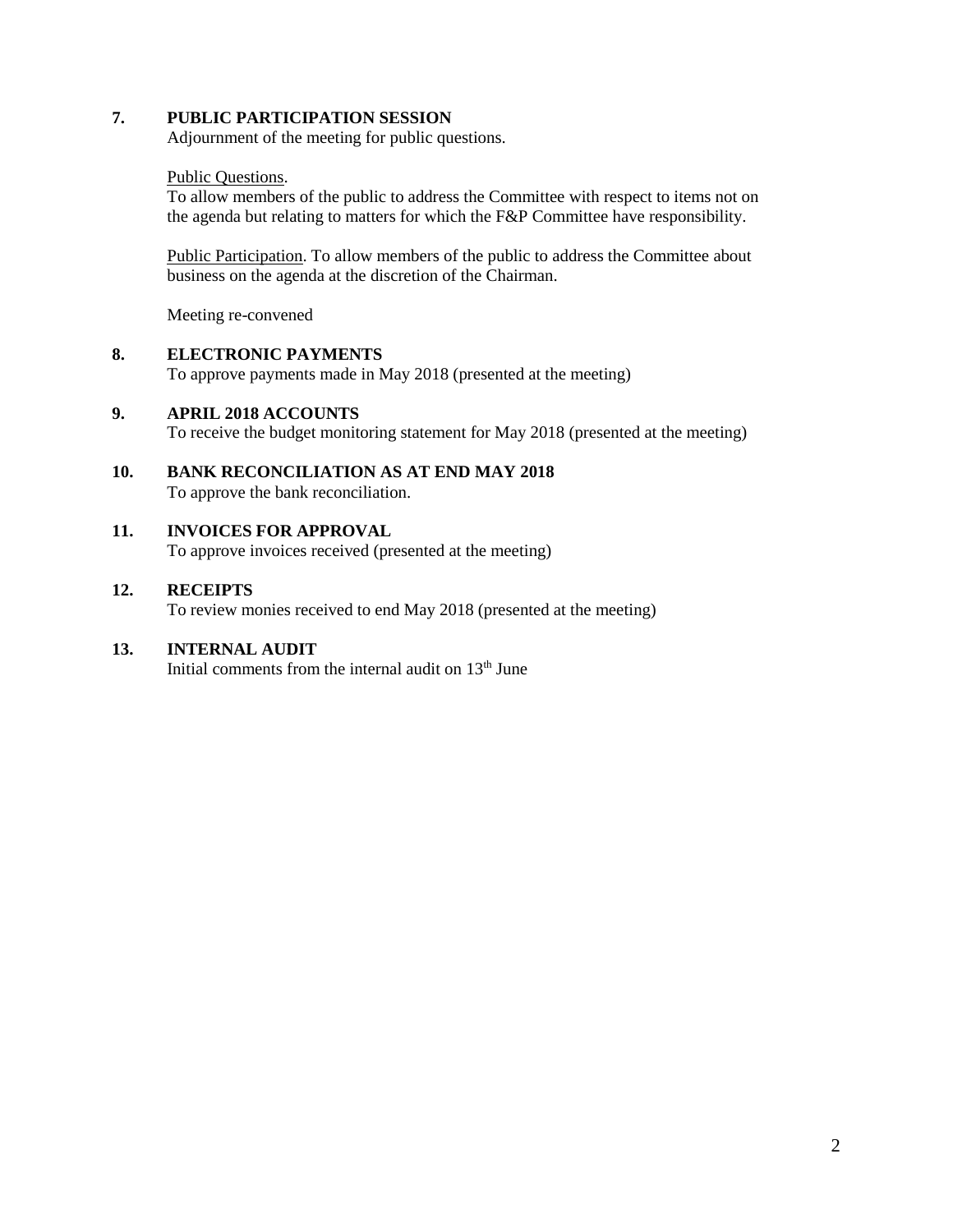**7. PUBLIC PARTICIPATION SESSION**

Adjournment of the meeting for public questions.

Public Questions.
To allow members of the public to address the Committee with respect to items not on the agenda but relating to matters for which the F&P Committee have responsibility.

Public Participation. To allow members of the public to address the Committee about business on the agenda at the discretion of the Chairman.

Meeting re-convened

**8. ELECTRONIC PAYMENTS**

To approve payments made in May 2018 (presented at the meeting)

**9. APRIL 2018 ACCOUNTS**

To receive the budget monitoring statement for May 2018 (presented at the meeting)

**10. BANK RECONCILIATION AS AT END MAY 2018**

To approve the bank reconciliation.

**11. INVOICES FOR APPROVAL**

To approve invoices received (presented at the meeting)

**12. RECEIPTS**

To review monies received to end May 2018 (presented at the meeting)

**13. INTERNAL AUDIT**

Initial comments from the internal audit on 13th June